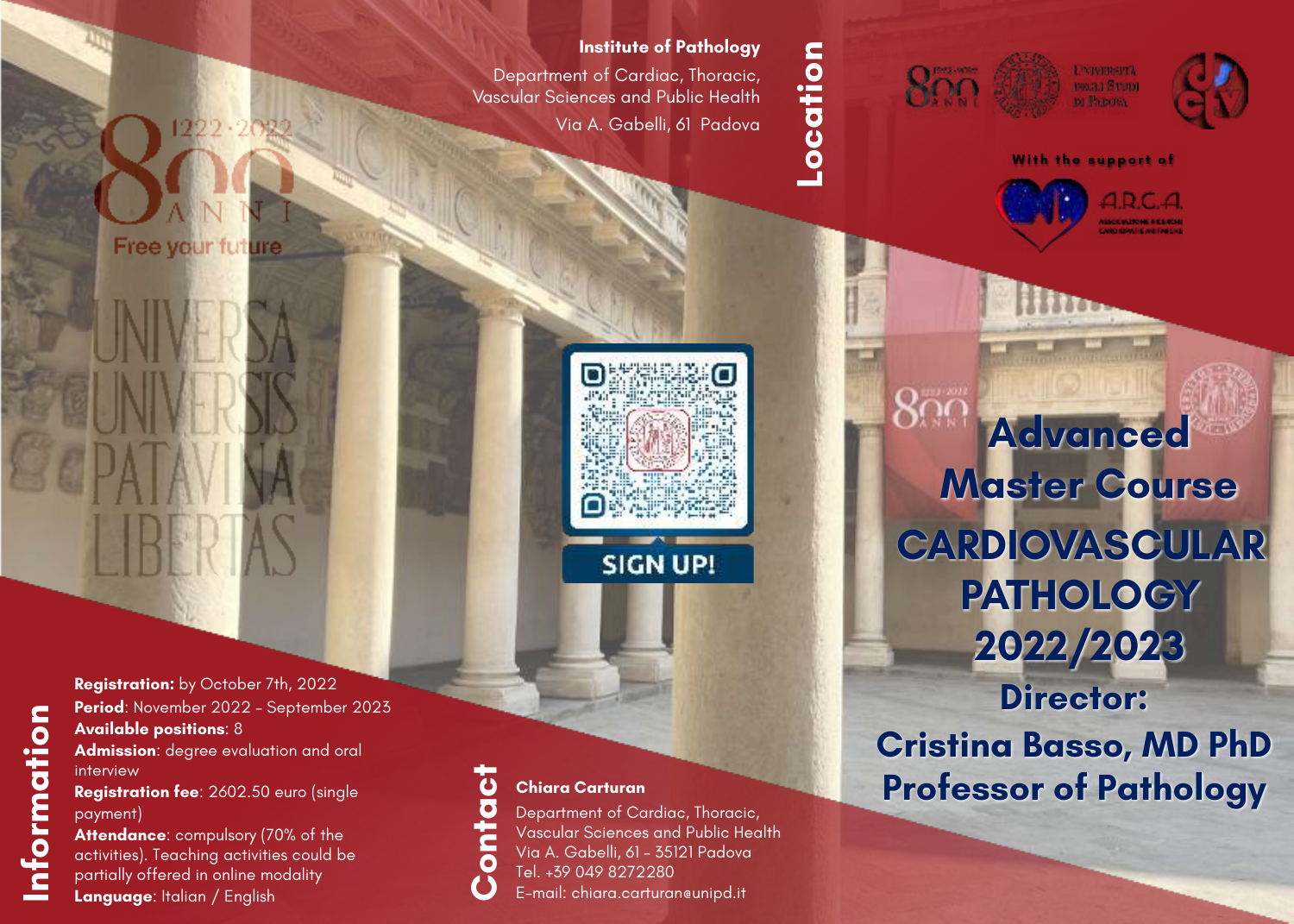# Advanced Master Course CARDIOVASCULAR PATHOLOGY 2022/2023

## Director:

## Cristina Basso, MD PhD Professor of Pathology

## Location

**Institute of Pathology**

Department of Cardiac, Thoracic, Vascular Sciences and Public Health

Via A. Gabelli, 61 Padova

800 ANNI 1222-2022

Free your future

UNIVERSA UNIVERSIS PATAVINA LIBERTAS

Università degli Studi di Padova

With the support of A.R.C.A. Associazione Ricerche Cardiopatie Aritmiche

SIGN UP!

## Information

**Registration:** by October 7th, 2022

**Period**: November 2022 - September 2023

**Available positions**: 8

**Admission**: degree evaluation and oral interview

**Registration fee**: 2602.50 euro (single payment)

**Attendance**: compulsory (70% of the activities). Teaching activities could be partially offered in online modality

**Language**: Italian / English

## Contact

**Chiara Carturan**

Department of Cardiac, Thoracic, Vascular Sciences and Public Health

Via A. Gabelli, 61 - 35121 Padova

Tel. +39 049 8272280

E-mail: chiara.carturan@unipd.it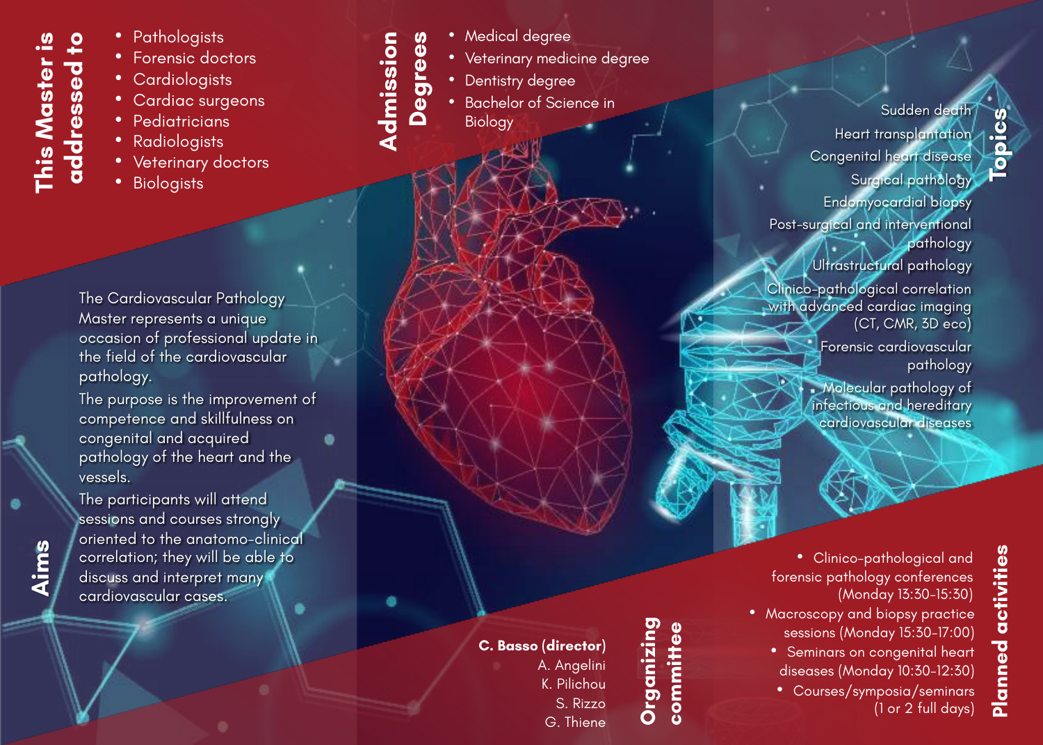## This Master is addressed to

- Pathologists
- Forensic doctors
- Cardiologists
- Cardiac surgeons
- Pediatricians
- Radiologists
- Veterinary doctors
- Biologists

## Aims

The Cardiovascular Pathology Master represents a unique occasion of professional update in the field of the cardiovascular pathology.

The purpose is the improvement of competence and skillfulness on congenital and acquired pathology of the heart and the vessels.

The participants will attend sessions and courses strongly oriented to the anatomo-clinical correlation; they will be able to discuss and interpret many cardiovascular cases.

## Admission Degrees

- Medical degree
- Veterinary medicine degree
- Dentistry degree
- Bachelor of Science in Biology

## Topics

Sudden death

Heart transplantation

Congenital heart disease

Surgical pathology

Endomyocardial biopsy

Post-surgical and interventional pathology

Ultrastructural pathology

Clinico-pathological correlation with advanced cardiac imaging (CT, CMR, 3D eco)

Forensic cardiovascular pathology

Molecular pathology of infectious and hereditary cardiovascular diseases

## Organizing committee

**C. Basso (director)**

A. Angelini

K. Pilichou

S. Rizzo

G. Thiene

## Planned activities

- Clinico-pathological and forensic pathology conferences (Monday 13:30-15:30)
- Macroscopy and biopsy practice sessions (Monday 15:30-17:00)
- Seminars on congenital heart diseases (Monday 10:30-12:30)
- Courses/symposia/seminars (1 or 2 full days)